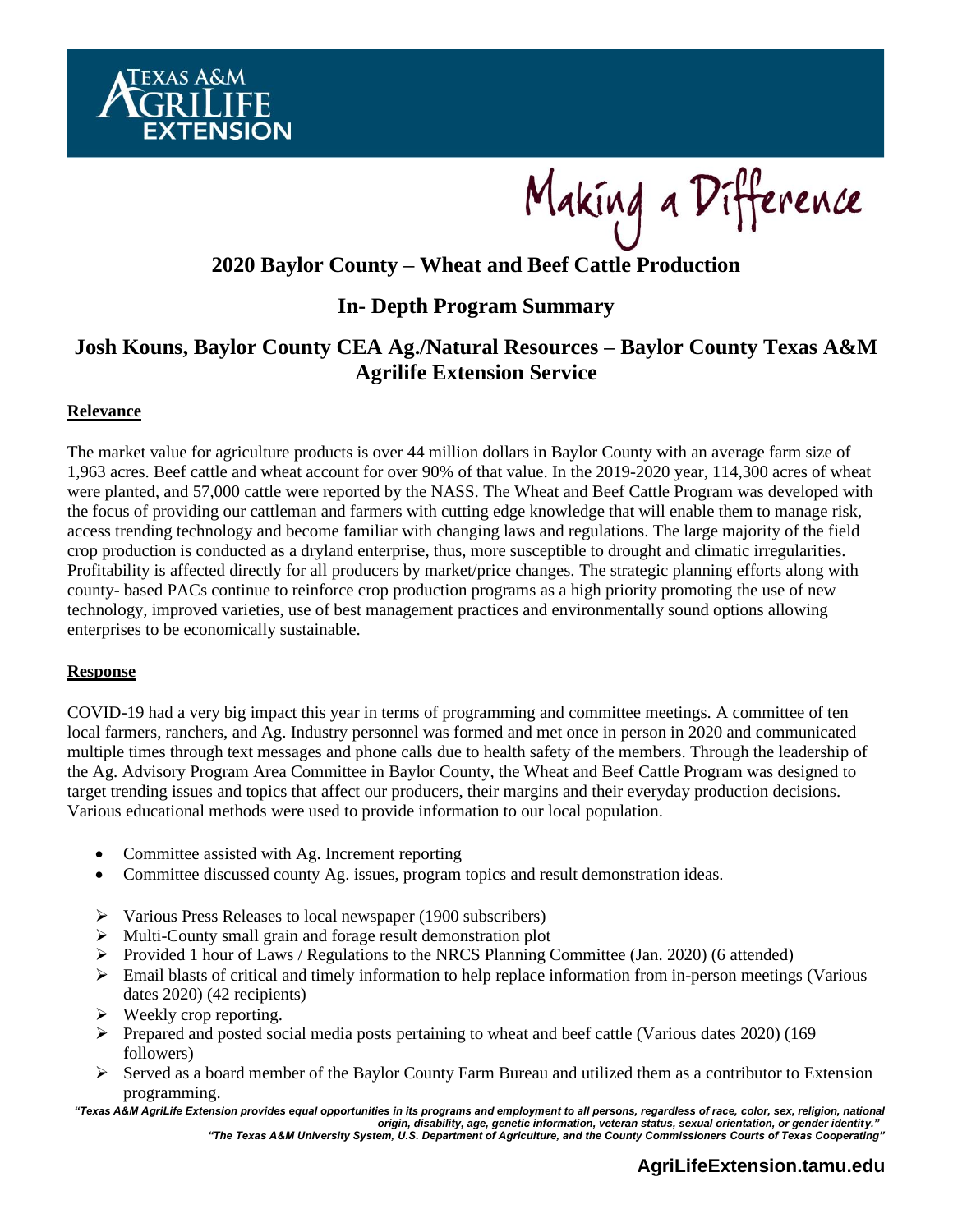Making a Difference

# 2020 Baylor County – Wheat and Beef Cattle Production

## In- Depth Program Summary

## Josh Kouns, Baylor County CEA Ag./Natural Resources – Baylor County Texas A&M Agrilife Extension Service

### Relevance

The market value for agriculture products is over 44 million dollars in Baylor County with an average farm size of 1,963 acres. Beef cattle and wheat account for over 90% of that value. In the 2019-2020 year, 114,300 acres of wheat were planted, and 57,000 cattle were reported by the NASS. The Wheat and Beef Cattle Program was developed with the focus of providing our cattleman and farmers with cutting edge knowledge that will enable them to manage risk, access trending technology and become familiar with changing laws and regulations. The large majority of the field crop production is conducted as a dryland enterprise, thus, more susceptible to drought and climatic irregularities. Profitability is affected directly for all producers by market/price changes. The strategic planning efforts along with county- based PACs continue to reinforce crop production programs as a high priority promoting the use of new technology, improved varieties, use of best management practices and environmentally sound options allowing enterprises to be economically sustainable.

### Response

COVID-19 had a very big impact this year in terms of programming and committee meetings. A committee of ten local farmers, ranchers, and Ag. Industry personnel was formed and met once in person in 2020 and communicated multiple times through text messages and phone calls due to health safety of the members. Through the leadership of the Ag. Advisory Program Area Committee in Baylor County, the Wheat and Beef Cattle Program was designed to target trending issues and topics that affect our producers, their margins and their everyday production decisions. Various educational methods were used to provide information to our local population.

- Committee assisted with Ag. Increment reporting
- Committee discussed county Ag. issues, program topics and result demonstration ideas.

- Various Press Releases to local newspaper (1900 subscribers)
- Multi-County small grain and forage result demonstration plot
- Provided 1 hour of Laws / Regulations to the NRCS Planning Committee (Jan. 2020) (6 attended)
- Email blasts of critical and timely information to help replace information from in-person meetings (Various dates 2020) (42 recipients)
- Weekly crop reporting.
- Prepared and posted social media posts pertaining to wheat and beef cattle (Various dates 2020) (169 followers)
- Served as a board member of the Baylor County Farm Bureau and utilized them as a contributor to Extension programming.

*"Texas A&M AgriLife Extension provides equal opportunities in its programs and employment to all persons, regardless of race, color, sex, religion, national origin, disability, age, genetic information, veteran status, sexual orientation, or gender identity."*
*"The Texas A&M University System, U.S. Department of Agriculture, and the County Commissioners Courts of Texas Cooperating"*

**AgriLifeExtension.tamu.edu**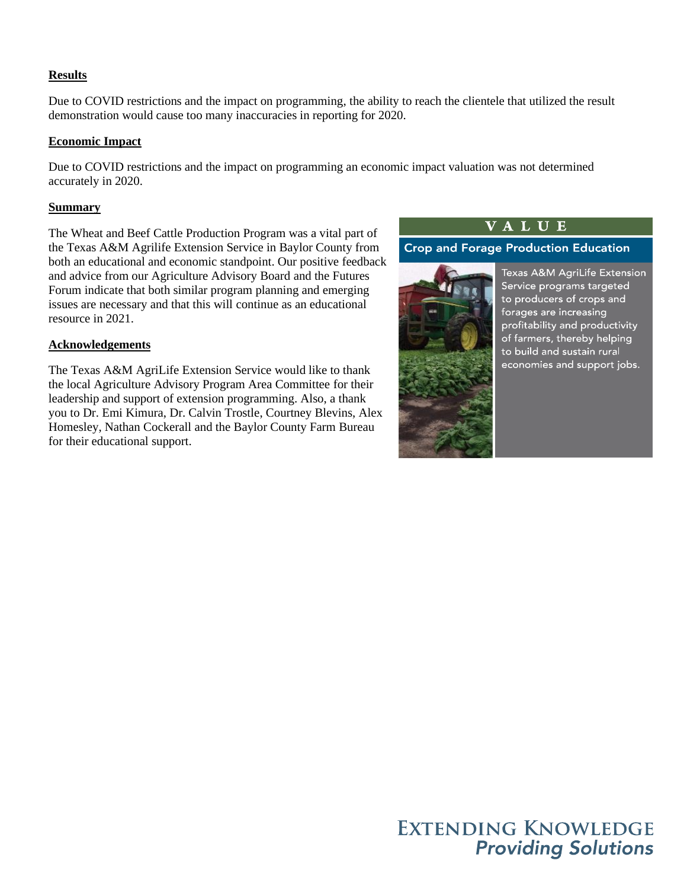**Results**

Due to COVID restrictions and the impact on programming, the ability to reach the clientele that utilized the result demonstration would cause too many inaccuracies in reporting for 2020.

**Economic Impact**

Due to COVID restrictions and the impact on programming an economic impact valuation was not determined accurately in 2020.

**Summary**

The Wheat and Beef Cattle Production Program was a vital part of the Texas A&M Agrilife Extension Service in Baylor County from both an educational and economic standpoint. Our positive feedback and advice from our Agriculture Advisory Board and the Futures Forum indicate that both similar program planning and emerging issues are necessary and that this will continue as an educational resource in 2021.

**Acknowledgements**

The Texas A&M AgriLife Extension Service would like to thank the local Agriculture Advisory Program Area Committee for their leadership and support of extension programming. Also, a thank you to Dr. Emi Kimura, Dr. Calvin Trostle, Courtney Blevins, Alex Homesley, Nathan Cockerall and the Baylor County Farm Bureau for their educational support.

**VALUE**

**Crop and Forage Production Education**

Texas A&M AgriLife Extension Service programs targeted to producers of crops and forages are increasing profitability and productivity of farmers, thereby helping to build and sustain rural economies and support jobs.

EXTENDING KNOWLEDGE
*Providing Solutions*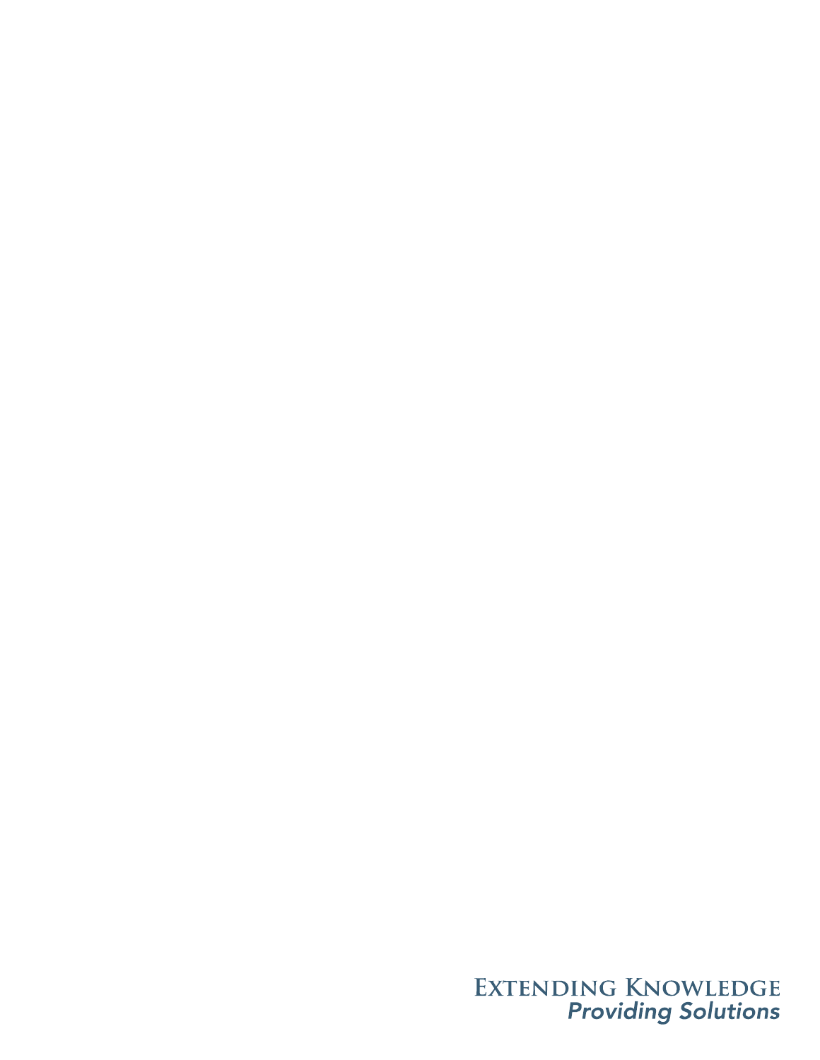Extending Knowledge
*Providing Solutions*